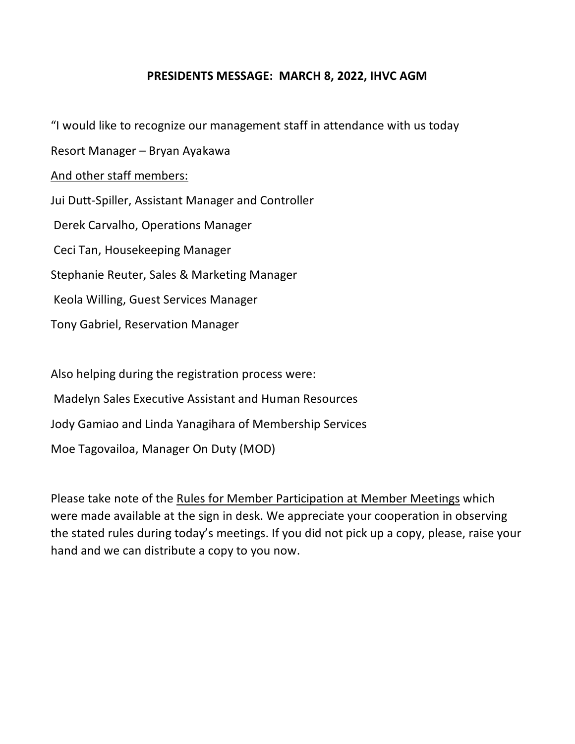**PRESIDENTS MESSAGE: MARCH 8, 2022, IHVC AGM**

"I would like to recognize our management staff in attendance with us today

Resort Manager – Bryan Ayakawa

<u>And other staff members:</u>

Jui Dutt-Spiller, Assistant Manager and Controller

Derek Carvalho, Operations Manager

Ceci Tan, Housekeeping Manager

Stephanie Reuter, Sales & Marketing Manager

Keola Willing, Guest Services Manager

Tony Gabriel, Reservation Manager

Also helping during the registration process were:

Madelyn Sales Executive Assistant and Human Resources

Jody Gamiao and Linda Yanagihara of Membership Services

Moe Tagovailoa, Manager On Duty (MOD)

Please take note of the <u>Rules for Member Participation at Member Meetings</u> which were made available at the sign in desk. We appreciate your cooperation in observing the stated rules during today's meetings. If you did not pick up a copy, please, raise your hand and we can distribute a copy to you now.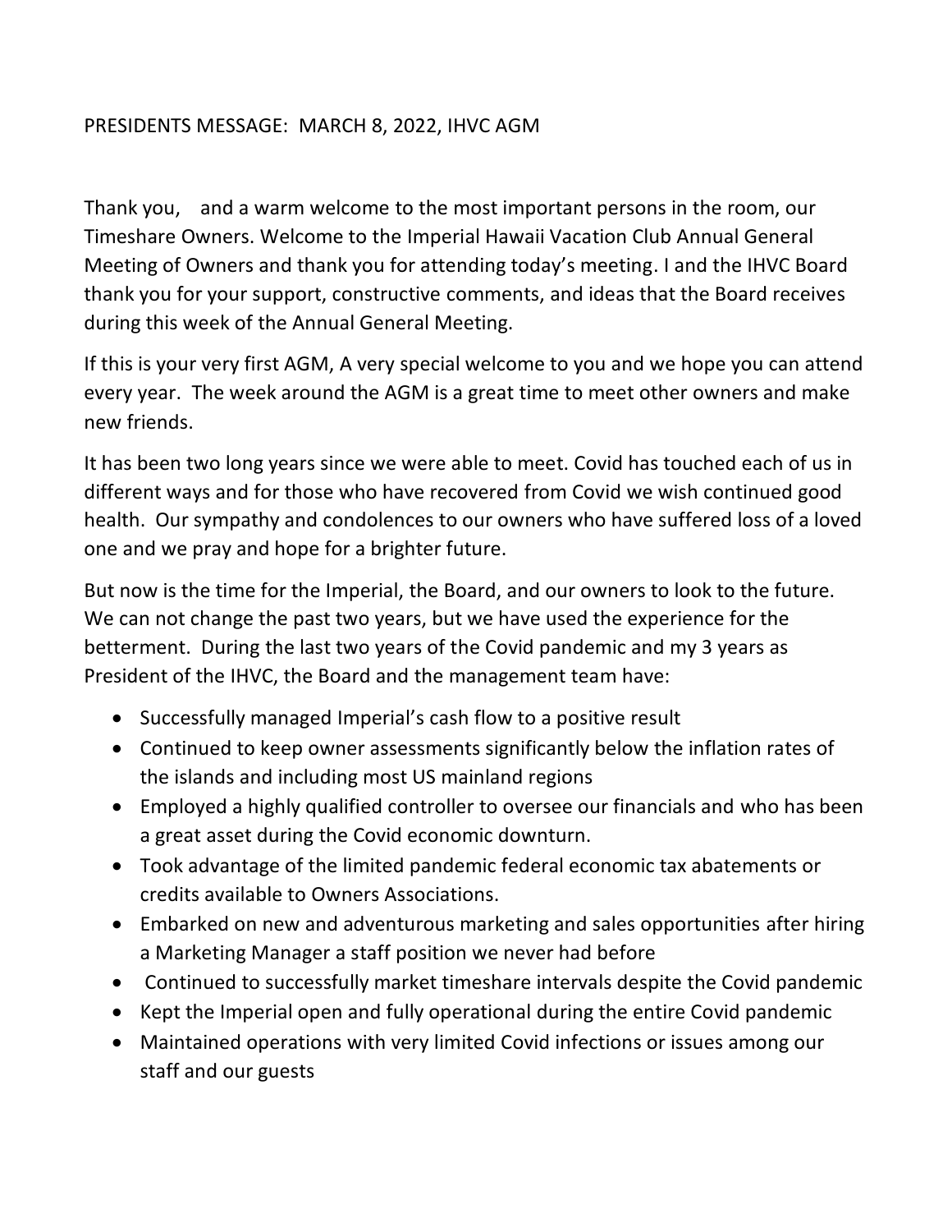PRESIDENTS MESSAGE: MARCH 8, 2022, IHVC AGM

Thank you, and a warm welcome to the most important persons in the room, our Timeshare Owners. Welcome to the Imperial Hawaii Vacation Club Annual General Meeting of Owners and thank you for attending today's meeting. I and the IHVC Board thank you for your support, constructive comments, and ideas that the Board receives during this week of the Annual General Meeting.

If this is your very first AGM, A very special welcome to you and we hope you can attend every year. The week around the AGM is a great time to meet other owners and make new friends.

It has been two long years since we were able to meet. Covid has touched each of us in different ways and for those who have recovered from Covid we wish continued good health. Our sympathy and condolences to our owners who have suffered loss of a loved one and we pray and hope for a brighter future.

But now is the time for the Imperial, the Board, and our owners to look to the future. We can not change the past two years, but we have used the experience for the betterment. During the last two years of the Covid pandemic and my 3 years as President of the IHVC, the Board and the management team have:

- Successfully managed Imperial's cash flow to a positive result
- Continued to keep owner assessments significantly below the inflation rates of the islands and including most US mainland regions
- Employed a highly qualified controller to oversee our financials and who has been a great asset during the Covid economic downturn.
- Took advantage of the limited pandemic federal economic tax abatements or credits available to Owners Associations.
- Embarked on new and adventurous marketing and sales opportunities after hiring a Marketing Manager a staff position we never had before
- Continued to successfully market timeshare intervals despite the Covid pandemic
- Kept the Imperial open and fully operational during the entire Covid pandemic
- Maintained operations with very limited Covid infections or issues among our staff and our guests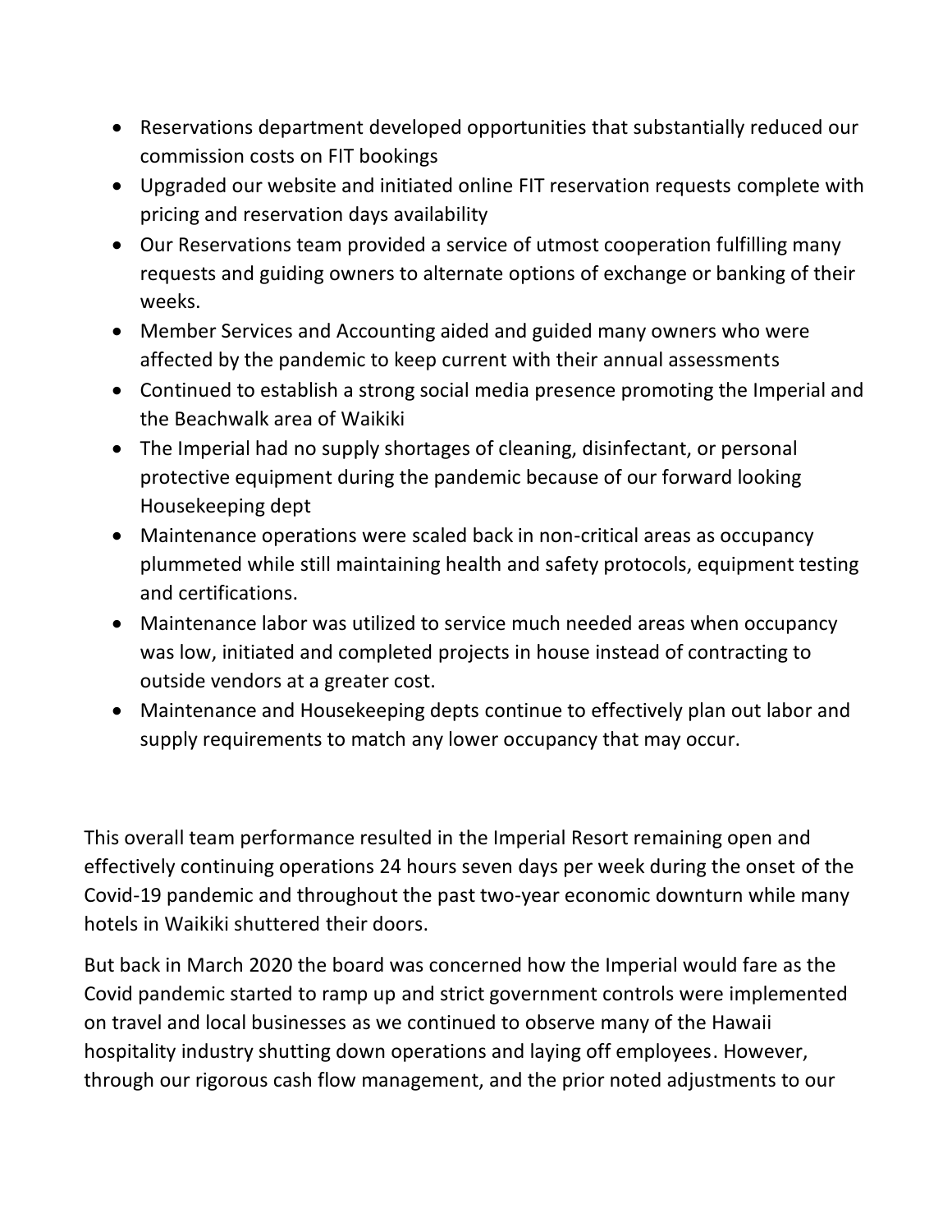- Reservations department developed opportunities that substantially reduced our commission costs on FIT bookings
- Upgraded our website and initiated online FIT reservation requests complete with pricing and reservation days availability
- Our Reservations team provided a service of utmost cooperation fulfilling many requests and guiding owners to alternate options of exchange or banking of their weeks.
- Member Services and Accounting aided and guided many owners who were affected by the pandemic to keep current with their annual assessments
- Continued to establish a strong social media presence promoting the Imperial and the Beachwalk area of Waikiki
- The Imperial had no supply shortages of cleaning, disinfectant, or personal protective equipment during the pandemic because of our forward looking Housekeeping dept
- Maintenance operations were scaled back in non-critical areas as occupancy plummeted while still maintaining health and safety protocols, equipment testing and certifications.
- Maintenance labor was utilized to service much needed areas when occupancy was low, initiated and completed projects in house instead of contracting to outside vendors at a greater cost.
- Maintenance and Housekeeping depts continue to effectively plan out labor and supply requirements to match any lower occupancy that may occur.

This overall team performance resulted in the Imperial Resort remaining open and effectively continuing operations 24 hours seven days per week during the onset of the Covid-19 pandemic and throughout the past two-year economic downturn while many hotels in Waikiki shuttered their doors.

But back in March 2020 the board was concerned how the Imperial would fare as the Covid pandemic started to ramp up and strict government controls were implemented on travel and local businesses as we continued to observe many of the Hawaii hospitality industry shutting down operations and laying off employees. However, through our rigorous cash flow management, and the prior noted adjustments to our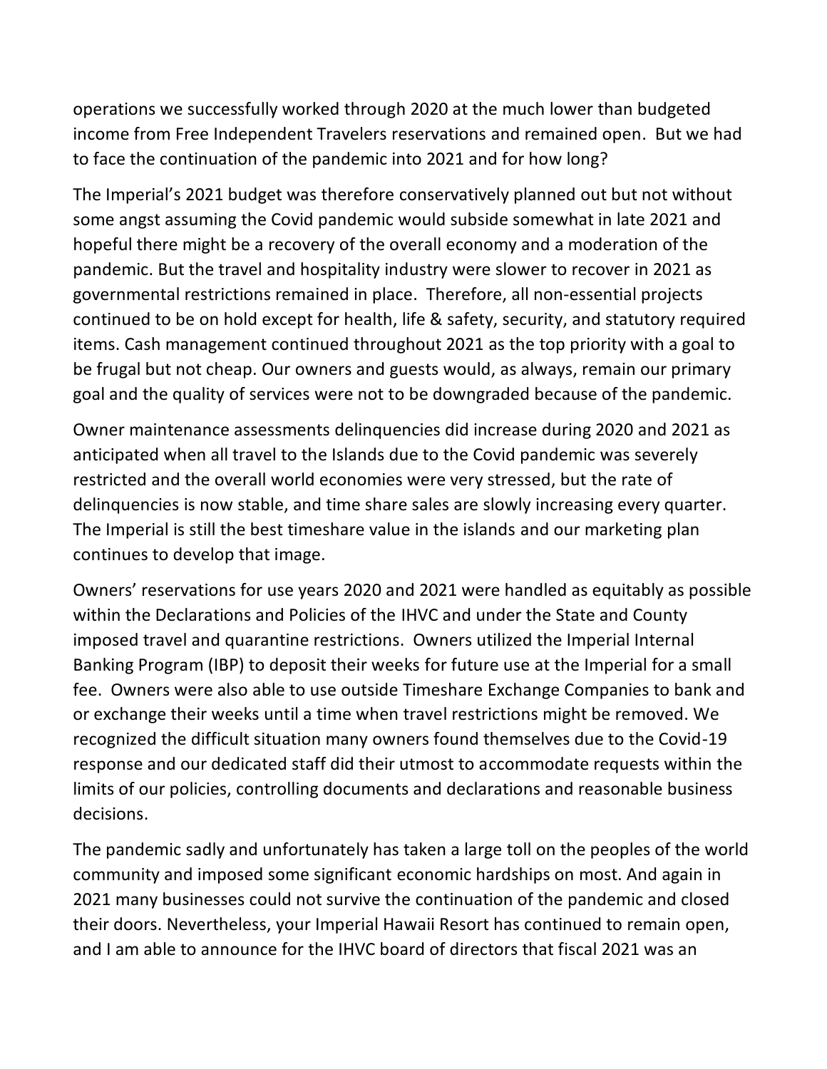operations we successfully worked through 2020 at the much lower than budgeted income from Free Independent Travelers reservations and remained open. But we had to face the continuation of the pandemic into 2021 and for how long?

The Imperial's 2021 budget was therefore conservatively planned out but not without some angst assuming the Covid pandemic would subside somewhat in late 2021 and hopeful there might be a recovery of the overall economy and a moderation of the pandemic. But the travel and hospitality industry were slower to recover in 2021 as governmental restrictions remained in place. Therefore, all non-essential projects continued to be on hold except for health, life & safety, security, and statutory required items. Cash management continued throughout 2021 as the top priority with a goal to be frugal but not cheap. Our owners and guests would, as always, remain our primary goal and the quality of services were not to be downgraded because of the pandemic.

Owner maintenance assessments delinquencies did increase during 2020 and 2021 as anticipated when all travel to the Islands due to the Covid pandemic was severely restricted and the overall world economies were very stressed, but the rate of delinquencies is now stable, and time share sales are slowly increasing every quarter. The Imperial is still the best timeshare value in the islands and our marketing plan continues to develop that image.

Owners' reservations for use years 2020 and 2021 were handled as equitably as possible within the Declarations and Policies of the IHVC and under the State and County imposed travel and quarantine restrictions. Owners utilized the Imperial Internal Banking Program (IBP) to deposit their weeks for future use at the Imperial for a small fee. Owners were also able to use outside Timeshare Exchange Companies to bank and or exchange their weeks until a time when travel restrictions might be removed. We recognized the difficult situation many owners found themselves due to the Covid-19 response and our dedicated staff did their utmost to accommodate requests within the limits of our policies, controlling documents and declarations and reasonable business decisions.

The pandemic sadly and unfortunately has taken a large toll on the peoples of the world community and imposed some significant economic hardships on most. And again in 2021 many businesses could not survive the continuation of the pandemic and closed their doors. Nevertheless, your Imperial Hawaii Resort has continued to remain open, and I am able to announce for the IHVC board of directors that fiscal 2021 was an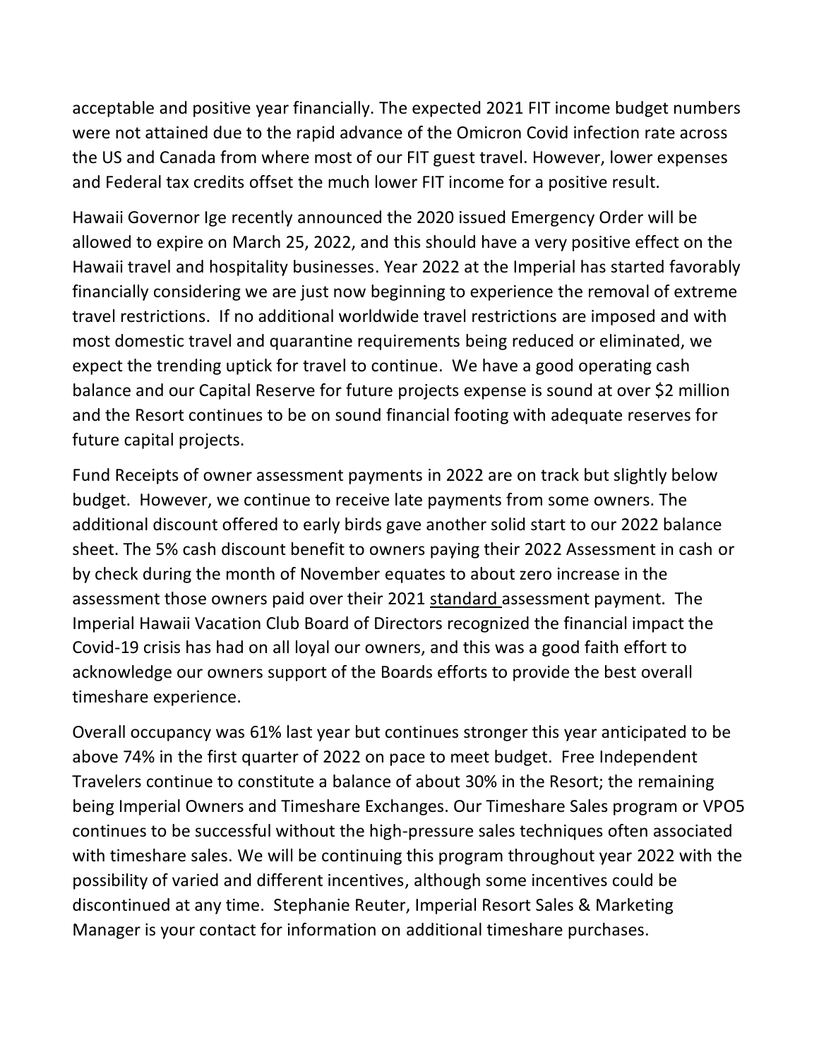acceptable and positive year financially. The expected 2021 FIT income budget numbers were not attained due to the rapid advance of the Omicron Covid infection rate across the US and Canada from where most of our FIT guest travel. However, lower expenses and Federal tax credits offset the much lower FIT income for a positive result.

Hawaii Governor Ige recently announced the 2020 issued Emergency Order will be allowed to expire on March 25, 2022, and this should have a very positive effect on the Hawaii travel and hospitality businesses. Year 2022 at the Imperial has started favorably financially considering we are just now beginning to experience the removal of extreme travel restrictions. If no additional worldwide travel restrictions are imposed and with most domestic travel and quarantine requirements being reduced or eliminated, we expect the trending uptick for travel to continue. We have a good operating cash balance and our Capital Reserve for future projects expense is sound at over $2 million and the Resort continues to be on sound financial footing with adequate reserves for future capital projects.

Fund Receipts of owner assessment payments in 2022 are on track but slightly below budget. However, we continue to receive late payments from some owners. The additional discount offered to early birds gave another solid start to our 2022 balance sheet. The 5% cash discount benefit to owners paying their 2022 Assessment in cash or by check during the month of November equates to about zero increase in the assessment those owners paid over their 2021 standard assessment payment. The Imperial Hawaii Vacation Club Board of Directors recognized the financial impact the Covid-19 crisis has had on all loyal our owners, and this was a good faith effort to acknowledge our owners support of the Boards efforts to provide the best overall timeshare experience.

Overall occupancy was 61% last year but continues stronger this year anticipated to be above 74% in the first quarter of 2022 on pace to meet budget. Free Independent Travelers continue to constitute a balance of about 30% in the Resort; the remaining being Imperial Owners and Timeshare Exchanges. Our Timeshare Sales program or VPO5 continues to be successful without the high-pressure sales techniques often associated with timeshare sales. We will be continuing this program throughout year 2022 with the possibility of varied and different incentives, although some incentives could be discontinued at any time. Stephanie Reuter, Imperial Resort Sales & Marketing Manager is your contact for information on additional timeshare purchases.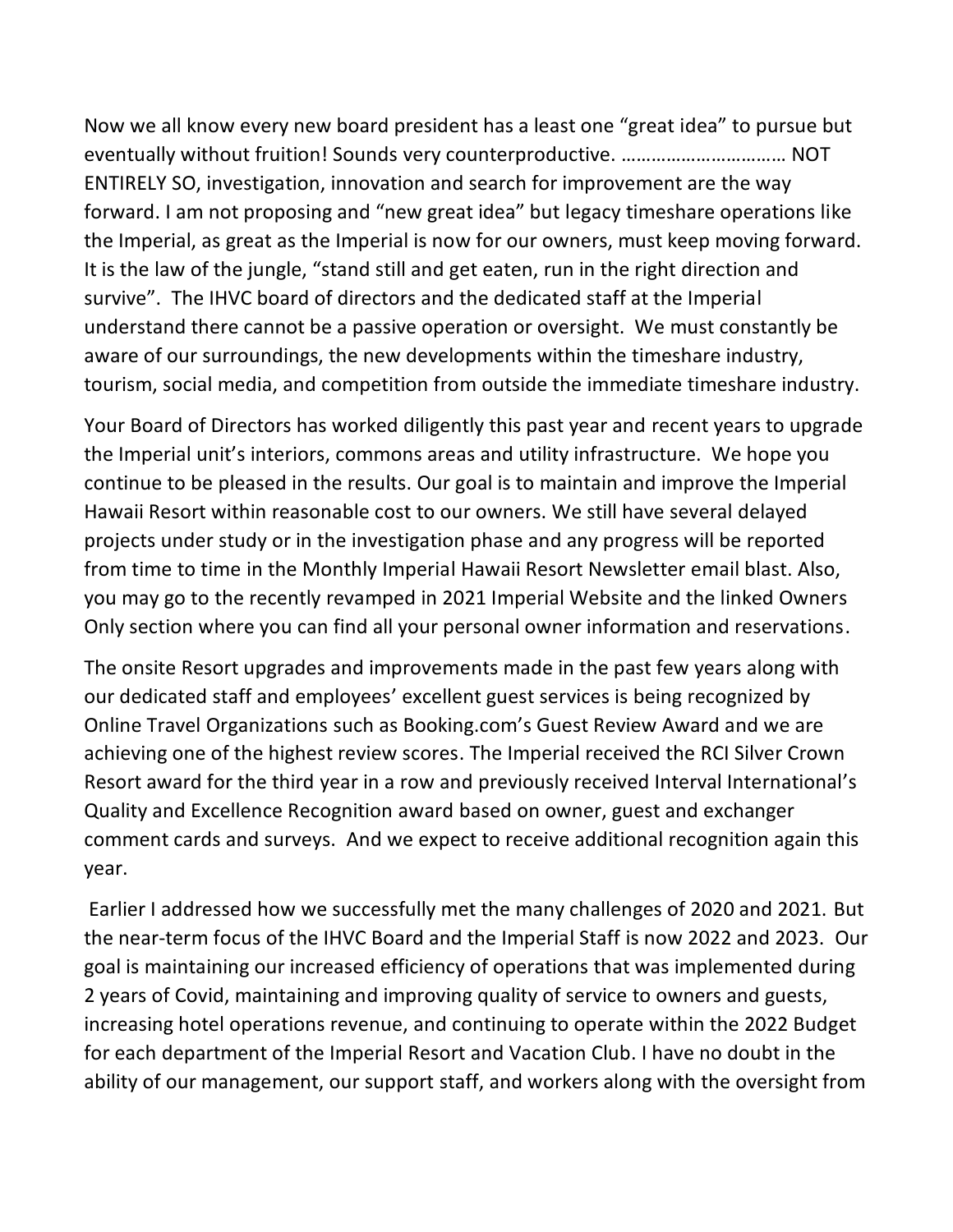Now we all know every new board president has a least one "great idea" to pursue but eventually without fruition! Sounds very counterproductive. …………………………… NOT ENTIRELY SO, investigation, innovation and search for improvement are the way forward. I am not proposing and "new great idea" but legacy timeshare operations like the Imperial, as great as the Imperial is now for our owners, must keep moving forward. It is the law of the jungle, "stand still and get eaten, run in the right direction and survive". The IHVC board of directors and the dedicated staff at the Imperial understand there cannot be a passive operation or oversight. We must constantly be aware of our surroundings, the new developments within the timeshare industry, tourism, social media, and competition from outside the immediate timeshare industry.

Your Board of Directors has worked diligently this past year and recent years to upgrade the Imperial unit's interiors, commons areas and utility infrastructure. We hope you continue to be pleased in the results. Our goal is to maintain and improve the Imperial Hawaii Resort within reasonable cost to our owners. We still have several delayed projects under study or in the investigation phase and any progress will be reported from time to time in the Monthly Imperial Hawaii Resort Newsletter email blast. Also, you may go to the recently revamped in 2021 Imperial Website and the linked Owners Only section where you can find all your personal owner information and reservations.

The onsite Resort upgrades and improvements made in the past few years along with our dedicated staff and employees' excellent guest services is being recognized by Online Travel Organizations such as Booking.com's Guest Review Award and we are achieving one of the highest review scores. The Imperial received the RCI Silver Crown Resort award for the third year in a row and previously received Interval International's Quality and Excellence Recognition award based on owner, guest and exchanger comment cards and surveys. And we expect to receive additional recognition again this year.

Earlier I addressed how we successfully met the many challenges of 2020 and 2021. But the near-term focus of the IHVC Board and the Imperial Staff is now 2022 and 2023. Our goal is maintaining our increased efficiency of operations that was implemented during 2 years of Covid, maintaining and improving quality of service to owners and guests, increasing hotel operations revenue, and continuing to operate within the 2022 Budget for each department of the Imperial Resort and Vacation Club. I have no doubt in the ability of our management, our support staff, and workers along with the oversight from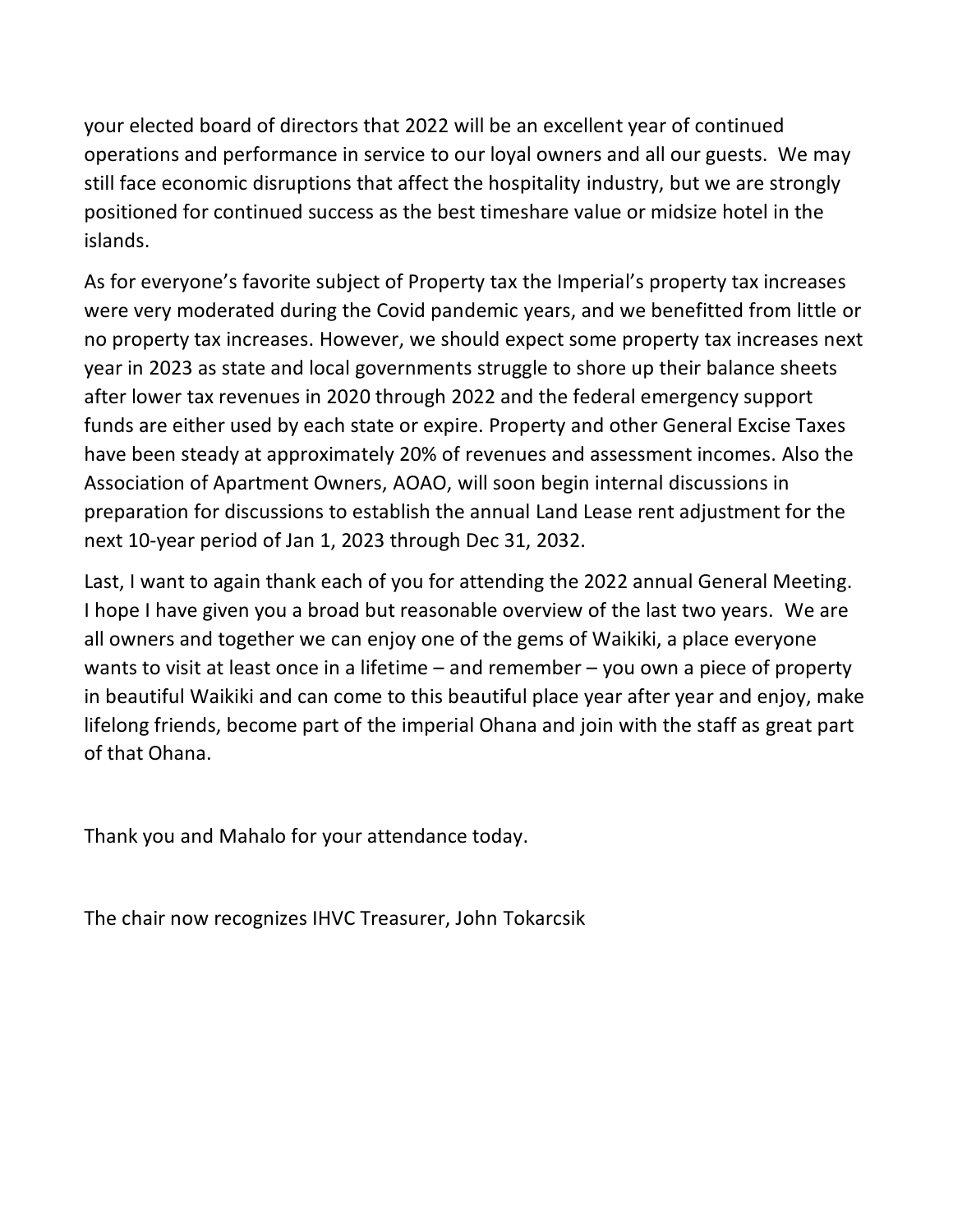your elected board of directors that 2022 will be an excellent year of continued operations and performance in service to our loyal owners and all our guests. We may still face economic disruptions that affect the hospitality industry, but we are strongly positioned for continued success as the best timeshare value or midsize hotel in the islands.

As for everyone's favorite subject of Property tax the Imperial's property tax increases were very moderated during the Covid pandemic years, and we benefitted from little or no property tax increases. However, we should expect some property tax increases next year in 2023 as state and local governments struggle to shore up their balance sheets after lower tax revenues in 2020 through 2022 and the federal emergency support funds are either used by each state or expire. Property and other General Excise Taxes have been steady at approximately 20% of revenues and assessment incomes. Also the Association of Apartment Owners, AOAO, will soon begin internal discussions in preparation for discussions to establish the annual Land Lease rent adjustment for the next 10-year period of Jan 1, 2023 through Dec 31, 2032.

Last, I want to again thank each of you for attending the 2022 annual General Meeting. I hope I have given you a broad but reasonable overview of the last two years. We are all owners and together we can enjoy one of the gems of Waikiki, a place everyone wants to visit at least once in a lifetime – and remember – you own a piece of property in beautiful Waikiki and can come to this beautiful place year after year and enjoy, make lifelong friends, become part of the imperial Ohana and join with the staff as great part of that Ohana.

Thank you and Mahalo for your attendance today.

The chair now recognizes IHVC Treasurer, John Tokarcsik